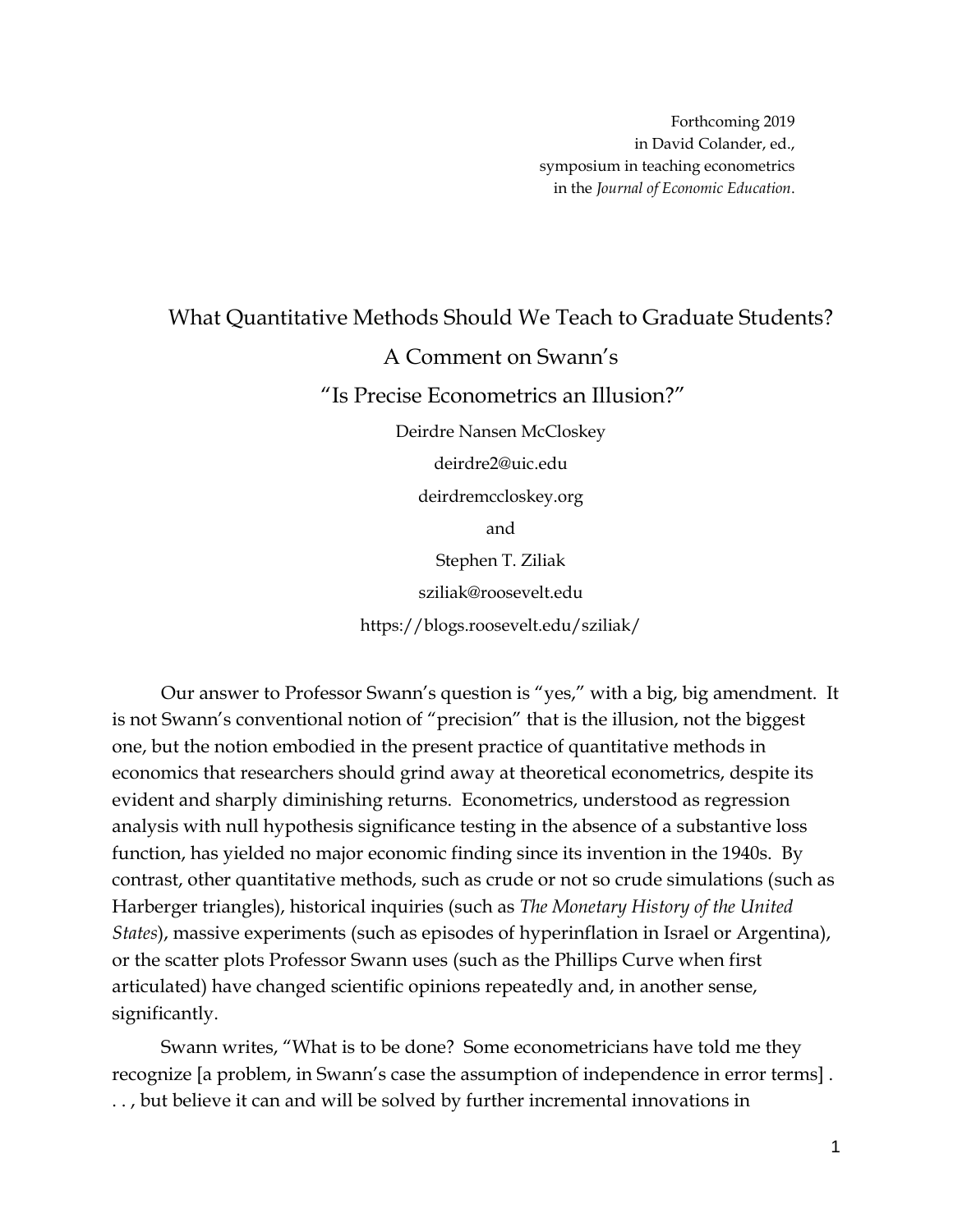Forthcoming 2019
in David Colander, ed.,
symposium in teaching econometrics
in the *Journal of Economic Education*.

# What Quantitative Methods Should We Teach to Graduate Students?
## A Comment on Swann's
## "Is Precise Econometrics an Illusion?"

Deirdre Nansen McCloskey

deirdre2@uic.edu

deirdremccloskey.org

and

Stephen T. Ziliak

sziliak@roosevelt.edu

https://blogs.roosevelt.edu/sziliak/

Our answer to Professor Swann's question is "yes," with a big, big amendment. It is not Swann's conventional notion of "precision" that is the illusion, not the biggest one, but the notion embodied in the present practice of quantitative methods in economics that researchers should grind away at theoretical econometrics, despite its evident and sharply diminishing returns. Econometrics, understood as regression analysis with null hypothesis significance testing in the absence of a substantive loss function, has yielded no major economic finding since its invention in the 1940s. By contrast, other quantitative methods, such as crude or not so crude simulations (such as Harberger triangles), historical inquiries (such as *The Monetary History of the United States*), massive experiments (such as episodes of hyperinflation in Israel or Argentina), or the scatter plots Professor Swann uses (such as the Phillips Curve when first articulated) have changed scientific opinions repeatedly and, in another sense, significantly.

Swann writes, "What is to be done? Some econometricians have told me they recognize [a problem, in Swann's case the assumption of independence in error terms] . . . , but believe it can and will be solved by further incremental innovations in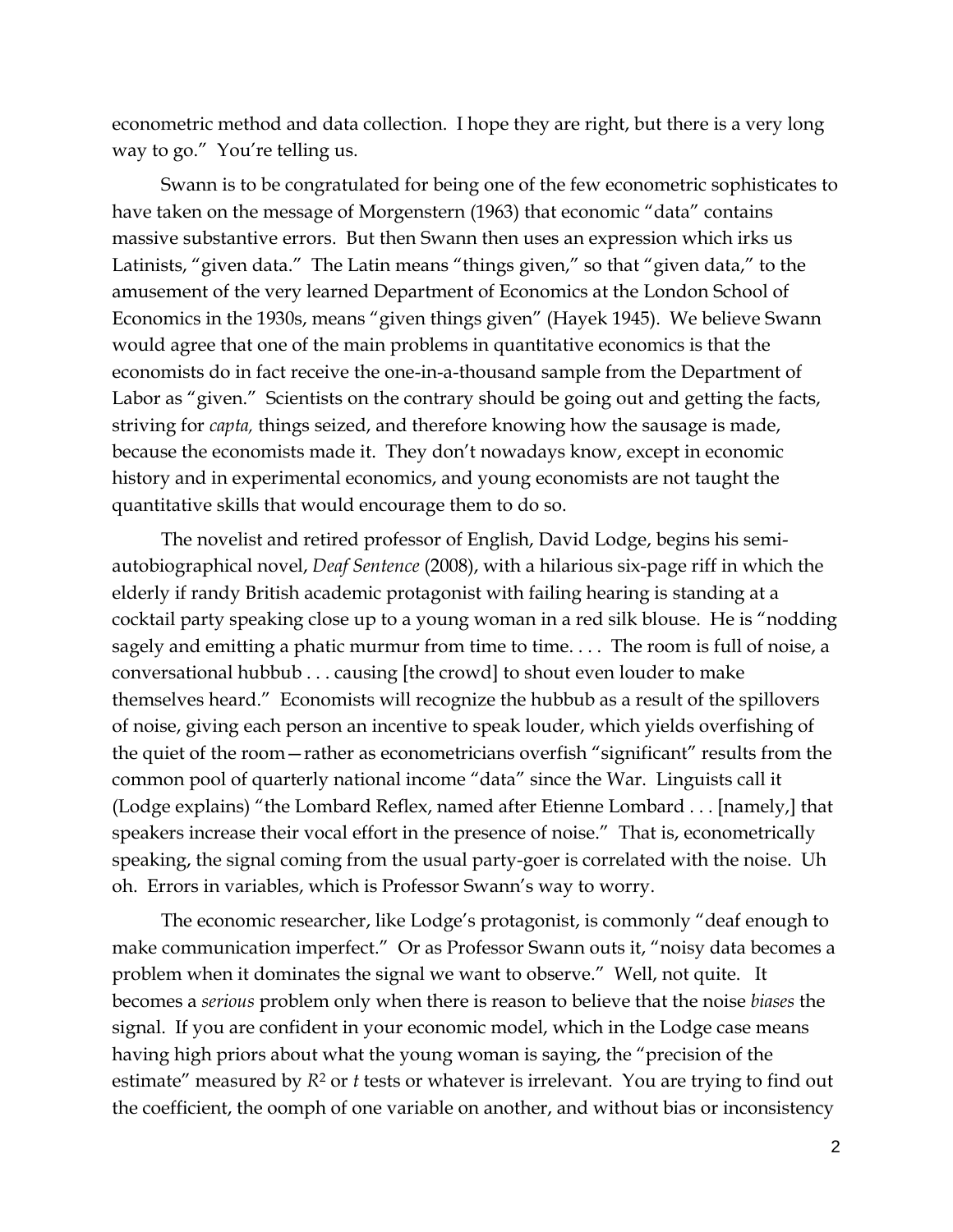econometric method and data collection. I hope they are right, but there is a very long way to go." You're telling us.

Swann is to be congratulated for being one of the few econometric sophisticates to have taken on the message of Morgenstern (1963) that economic "data" contains massive substantive errors. But then Swann then uses an expression which irks us Latinists, "given data." The Latin means "things given," so that "given data," to the amusement of the very learned Department of Economics at the London School of Economics in the 1930s, means "given things given" (Hayek 1945). We believe Swann would agree that one of the main problems in quantitative economics is that the economists do in fact receive the one-in-a-thousand sample from the Department of Labor as "given." Scientists on the contrary should be going out and getting the facts, striving for *capta,* things seized, and therefore knowing how the sausage is made, because the economists made it. They don't nowadays know, except in economic history and in experimental economics, and young economists are not taught the quantitative skills that would encourage them to do so.

The novelist and retired professor of English, David Lodge, begins his semi-autobiographical novel, *Deaf Sentence* (2008), with a hilarious six-page riff in which the elderly if randy British academic protagonist with failing hearing is standing at a cocktail party speaking close up to a young woman in a red silk blouse. He is "nodding sagely and emitting a phatic murmur from time to time. . . . The room is full of noise, a conversational hubbub . . . causing [the crowd] to shout even louder to make themselves heard." Economists will recognize the hubbub as a result of the spillovers of noise, giving each person an incentive to speak louder, which yields overfishing of the quiet of the room—rather as econometricians overfish "significant" results from the common pool of quarterly national income "data" since the War. Linguists call it (Lodge explains) "the Lombard Reflex, named after Etienne Lombard . . . [namely,] that speakers increase their vocal effort in the presence of noise." That is, econometrically speaking, the signal coming from the usual party-goer is correlated with the noise. Uh oh. Errors in variables, which is Professor Swann's way to worry.

The economic researcher, like Lodge's protagonist, is commonly "deaf enough to make communication imperfect." Or as Professor Swann outs it, "noisy data becomes a problem when it dominates the signal we want to observe." Well, not quite. It becomes a *serious* problem only when there is reason to believe that the noise *biases* the signal. If you are confident in your economic model, which in the Lodge case means having high priors about what the young woman is saying, the "precision of the estimate" measured by $R^2$ or $t$ tests or whatever is irrelevant. You are trying to find out the coefficient, the oomph of one variable on another, and without bias or inconsistency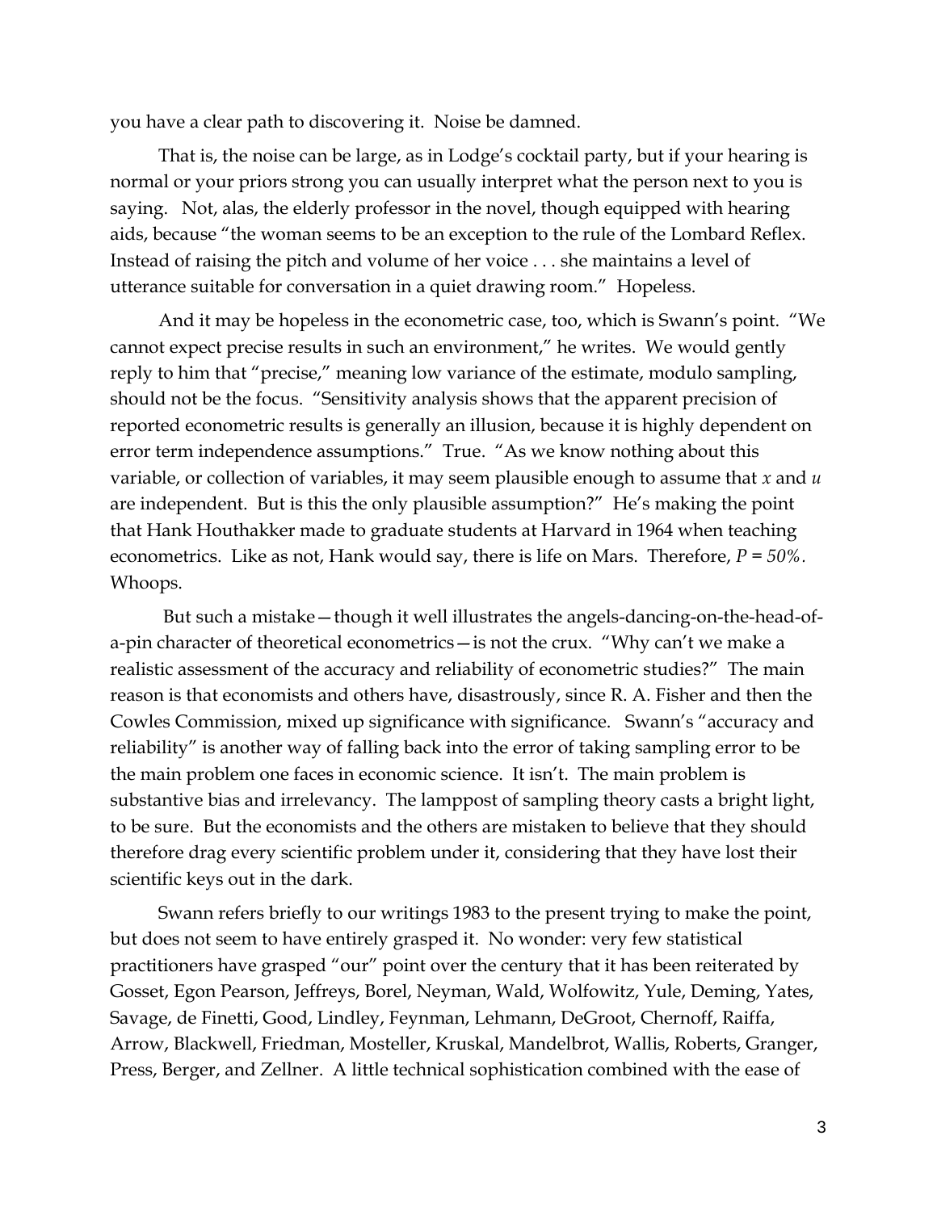you have a clear path to discovering it. Noise be damned.

That is, the noise can be large, as in Lodge's cocktail party, but if your hearing is normal or your priors strong you can usually interpret what the person next to you is saying. Not, alas, the elderly professor in the novel, though equipped with hearing aids, because "the woman seems to be an exception to the rule of the Lombard Reflex. Instead of raising the pitch and volume of her voice . . . she maintains a level of utterance suitable for conversation in a quiet drawing room." Hopeless.

And it may be hopeless in the econometric case, too, which is Swann's point. "We cannot expect precise results in such an environment," he writes. We would gently reply to him that "precise," meaning low variance of the estimate, modulo sampling, should not be the focus. "Sensitivity analysis shows that the apparent precision of reported econometric results is generally an illusion, because it is highly dependent on error term independence assumptions." True. "As we know nothing about this variable, or collection of variables, it may seem plausible enough to assume that $x$ and $u$ are independent. But is this the only plausible assumption?" He's making the point that Hank Houthakker made to graduate students at Harvard in 1964 when teaching econometrics. Like as not, Hank would say, there is life on Mars. Therefore, $P = 50\%$. Whoops.

But such a mistake—though it well illustrates the angels-dancing-on-the-head-of-a-pin character of theoretical econometrics—is not the crux. "Why can't we make a realistic assessment of the accuracy and reliability of econometric studies?" The main reason is that economists and others have, disastrously, since R. A. Fisher and then the Cowles Commission, mixed up significance with significance. Swann's "accuracy and reliability" is another way of falling back into the error of taking sampling error to be the main problem one faces in economic science. It isn't. The main problem is substantive bias and irrelevancy. The lamppost of sampling theory casts a bright light, to be sure. But the economists and the others are mistaken to believe that they should therefore drag every scientific problem under it, considering that they have lost their scientific keys out in the dark.

Swann refers briefly to our writings 1983 to the present trying to make the point, but does not seem to have entirely grasped it. No wonder: very few statistical practitioners have grasped "our" point over the century that it has been reiterated by Gosset, Egon Pearson, Jeffreys, Borel, Neyman, Wald, Wolfowitz, Yule, Deming, Yates, Savage, de Finetti, Good, Lindley, Feynman, Lehmann, DeGroot, Chernoff, Raiffa, Arrow, Blackwell, Friedman, Mosteller, Kruskal, Mandelbrot, Wallis, Roberts, Granger, Press, Berger, and Zellner. A little technical sophistication combined with the ease of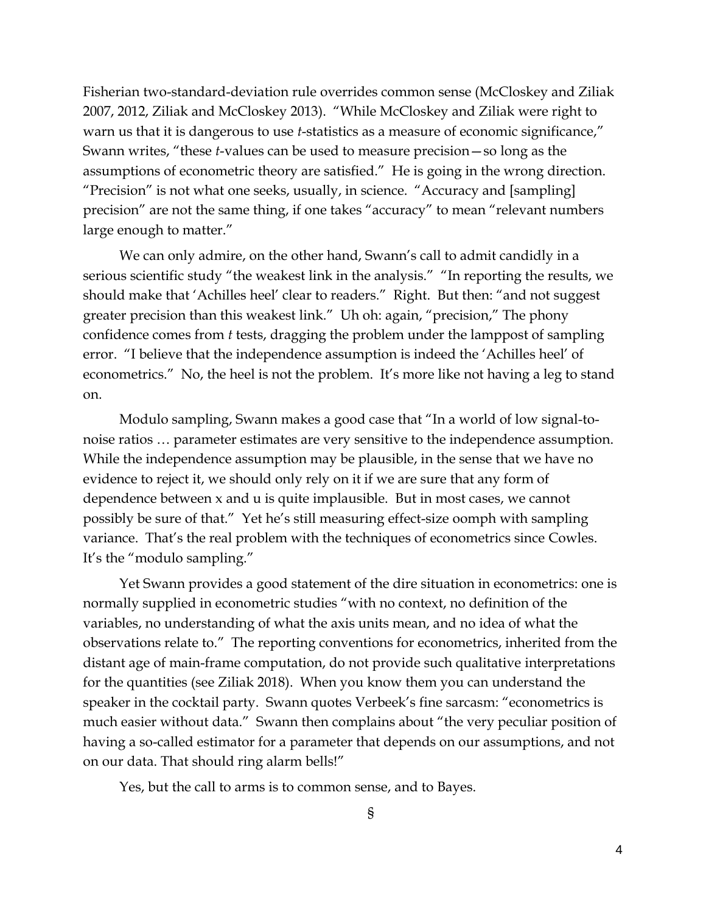Fisherian two-standard-deviation rule overrides common sense (McCloskey and Ziliak 2007, 2012, Ziliak and McCloskey 2013). "While McCloskey and Ziliak were right to warn us that it is dangerous to use *t*-statistics as a measure of economic significance," Swann writes, "these *t*-values can be used to measure precision—so long as the assumptions of econometric theory are satisfied." He is going in the wrong direction. "Precision" is not what one seeks, usually, in science. "Accuracy and [sampling] precision" are not the same thing, if one takes "accuracy" to mean "relevant numbers large enough to matter."

We can only admire, on the other hand, Swann's call to admit candidly in a serious scientific study "the weakest link in the analysis." "In reporting the results, we should make that 'Achilles heel' clear to readers." Right. But then: "and not suggest greater precision than this weakest link." Uh oh: again, "precision," The phony confidence comes from *t* tests, dragging the problem under the lamppost of sampling error. "I believe that the independence assumption is indeed the 'Achilles heel' of econometrics." No, the heel is not the problem. It's more like not having a leg to stand on.

Modulo sampling, Swann makes a good case that "In a world of low signal-to-noise ratios … parameter estimates are very sensitive to the independence assumption. While the independence assumption may be plausible, in the sense that we have no evidence to reject it, we should only rely on it if we are sure that any form of dependence between x and u is quite implausible. But in most cases, we cannot possibly be sure of that." Yet he's still measuring effect-size oomph with sampling variance. That's the real problem with the techniques of econometrics since Cowles. It's the "modulo sampling."

Yet Swann provides a good statement of the dire situation in econometrics: one is normally supplied in econometric studies "with no context, no definition of the variables, no understanding of what the axis units mean, and no idea of what the observations relate to." The reporting conventions for econometrics, inherited from the distant age of main-frame computation, do not provide such qualitative interpretations for the quantities (see Ziliak 2018). When you know them you can understand the speaker in the cocktail party. Swann quotes Verbeek's fine sarcasm: "econometrics is much easier without data." Swann then complains about "the very peculiar position of having a so-called estimator for a parameter that depends on our assumptions, and not on our data. That should ring alarm bells!"

Yes, but the call to arms is to common sense, and to Bayes.

§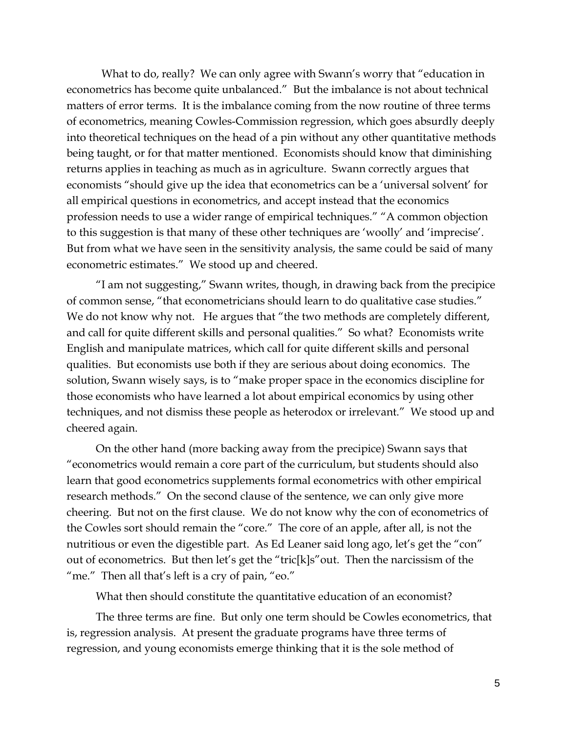What to do, really? We can only agree with Swann's worry that "education in econometrics has become quite unbalanced." But the imbalance is not about technical matters of error terms. It is the imbalance coming from the now routine of three terms of econometrics, meaning Cowles-Commission regression, which goes absurdly deeply into theoretical techniques on the head of a pin without any other quantitative methods being taught, or for that matter mentioned. Economists should know that diminishing returns applies in teaching as much as in agriculture. Swann correctly argues that economists "should give up the idea that econometrics can be a 'universal solvent' for all empirical questions in econometrics, and accept instead that the economics profession needs to use a wider range of empirical techniques." "A common objection to this suggestion is that many of these other techniques are 'woolly' and 'imprecise'. But from what we have seen in the sensitivity analysis, the same could be said of many econometric estimates." We stood up and cheered.

"I am not suggesting," Swann writes, though, in drawing back from the precipice of common sense, "that econometricians should learn to do qualitative case studies." We do not know why not. He argues that "the two methods are completely different, and call for quite different skills and personal qualities." So what? Economists write English and manipulate matrices, which call for quite different skills and personal qualities. But economists use both if they are serious about doing economics. The solution, Swann wisely says, is to "make proper space in the economics discipline for those economists who have learned a lot about empirical economics by using other techniques, and not dismiss these people as heterodox or irrelevant." We stood up and cheered again.

On the other hand (more backing away from the precipice) Swann says that "econometrics would remain a core part of the curriculum, but students should also learn that good econometrics supplements formal econometrics with other empirical research methods." On the second clause of the sentence, we can only give more cheering. But not on the first clause. We do not know why the con of econometrics of the Cowles sort should remain the "core." The core of an apple, after all, is not the nutritious or even the digestible part. As Ed Leaner said long ago, let's get the "con" out of econometrics. But then let's get the "tric[k]s"out. Then the narcissism of the "me." Then all that's left is a cry of pain, "eo."

What then should constitute the quantitative education of an economist?

The three terms are fine. But only one term should be Cowles econometrics, that is, regression analysis. At present the graduate programs have three terms of regression, and young economists emerge thinking that it is the sole method of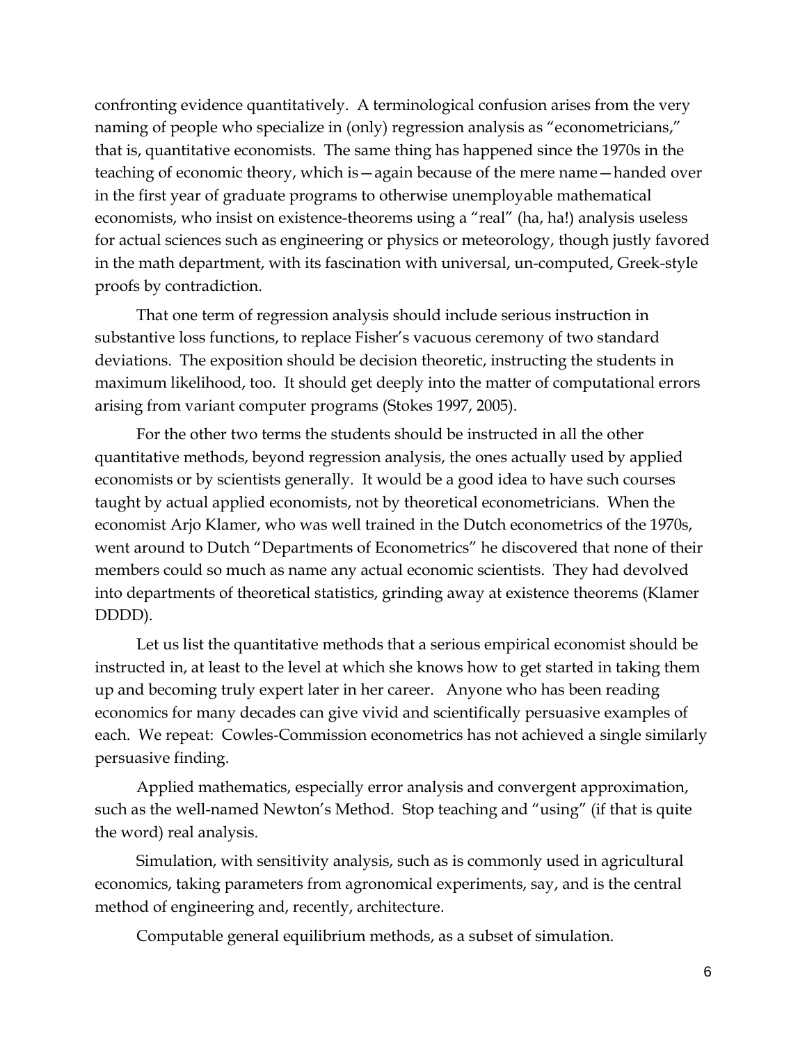confronting evidence quantitatively. A terminological confusion arises from the very naming of people who specialize in (only) regression analysis as "econometricians," that is, quantitative economists. The same thing has happened since the 1970s in the teaching of economic theory, which is—again because of the mere name—handed over in the first year of graduate programs to otherwise unemployable mathematical economists, who insist on existence-theorems using a "real" (ha, ha!) analysis useless for actual sciences such as engineering or physics or meteorology, though justly favored in the math department, with its fascination with universal, un-computed, Greek-style proofs by contradiction.

That one term of regression analysis should include serious instruction in substantive loss functions, to replace Fisher's vacuous ceremony of two standard deviations. The exposition should be decision theoretic, instructing the students in maximum likelihood, too. It should get deeply into the matter of computational errors arising from variant computer programs (Stokes 1997, 2005).

For the other two terms the students should be instructed in all the other quantitative methods, beyond regression analysis, the ones actually used by applied economists or by scientists generally. It would be a good idea to have such courses taught by actual applied economists, not by theoretical econometricians. When the economist Arjo Klamer, who was well trained in the Dutch econometrics of the 1970s, went around to Dutch "Departments of Econometrics" he discovered that none of their members could so much as name any actual economic scientists. They had devolved into departments of theoretical statistics, grinding away at existence theorems (Klamer DDDD).

Let us list the quantitative methods that a serious empirical economist should be instructed in, at least to the level at which she knows how to get started in taking them up and becoming truly expert later in her career. Anyone who has been reading economics for many decades can give vivid and scientifically persuasive examples of each. We repeat: Cowles-Commission econometrics has not achieved a single similarly persuasive finding.

Applied mathematics, especially error analysis and convergent approximation, such as the well-named Newton's Method. Stop teaching and "using" (if that is quite the word) real analysis.

Simulation, with sensitivity analysis, such as is commonly used in agricultural economics, taking parameters from agronomical experiments, say, and is the central method of engineering and, recently, architecture.

Computable general equilibrium methods, as a subset of simulation.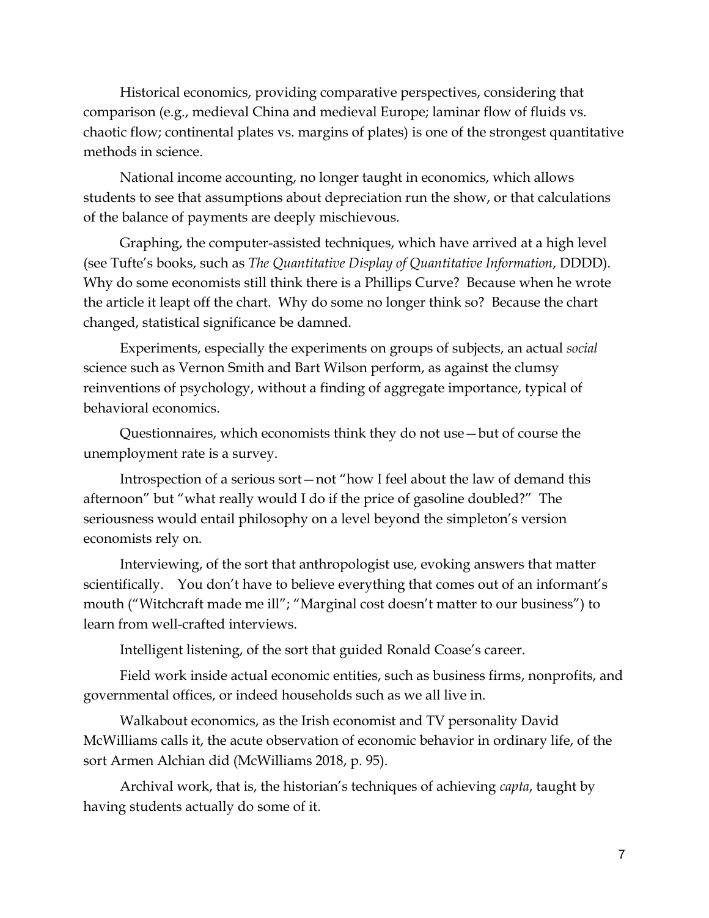Historical economics, providing comparative perspectives, considering that comparison (e.g., medieval China and medieval Europe; laminar flow of fluids vs. chaotic flow; continental plates vs. margins of plates) is one of the strongest quantitative methods in science.

National income accounting, no longer taught in economics, which allows students to see that assumptions about depreciation run the show, or that calculations of the balance of payments are deeply mischievous.

Graphing, the computer-assisted techniques, which have arrived at a high level (see Tufte's books, such as *The Quantitative Display of Quantitative Information*, DDDD). Why do some economists still think there is a Phillips Curve? Because when he wrote the article it leapt off the chart. Why do some no longer think so? Because the chart changed, statistical significance be damned.

Experiments, especially the experiments on groups of subjects, an actual *social* science such as Vernon Smith and Bart Wilson perform, as against the clumsy reinventions of psychology, without a finding of aggregate importance, typical of behavioral economics.

Questionnaires, which economists think they do not use—but of course the unemployment rate is a survey.

Introspection of a serious sort—not "how I feel about the law of demand this afternoon" but "what really would I do if the price of gasoline doubled?" The seriousness would entail philosophy on a level beyond the simpleton's version economists rely on.

Interviewing, of the sort that anthropologist use, evoking answers that matter scientifically. You don't have to believe everything that comes out of an informant's mouth ("Witchcraft made me ill"; "Marginal cost doesn't matter to our business") to learn from well-crafted interviews.

Intelligent listening, of the sort that guided Ronald Coase's career.

Field work inside actual economic entities, such as business firms, nonprofits, and governmental offices, or indeed households such as we all live in.

Walkabout economics, as the Irish economist and TV personality David McWilliams calls it, the acute observation of economic behavior in ordinary life, of the sort Armen Alchian did (McWilliams 2018, p. 95).

Archival work, that is, the historian's techniques of achieving *capta*, taught by having students actually do some of it.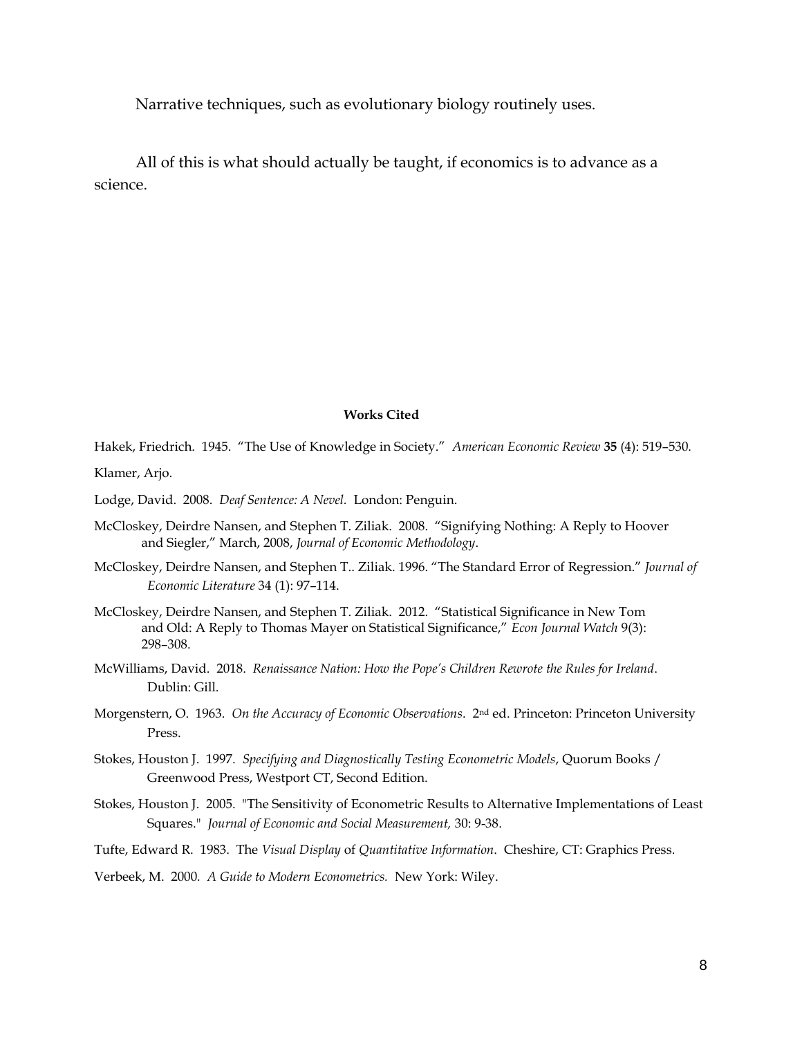Narrative techniques, such as evolutionary biology routinely uses.

All of this is what should actually be taught, if economics is to advance as a science.

**Works Cited**

Hakek, Friedrich. 1945. "The Use of Knowledge in Society." *American Economic Review* **35** (4): 519–530.

Klamer, Arjo.

Lodge, David. 2008. *Deaf Sentence: A Nevel.* London: Penguin.

McCloskey, Deirdre Nansen, and Stephen T. Ziliak. 2008. "Signifying Nothing: A Reply to Hoover and Siegler," March, 2008, *Journal of Economic Methodology*.

McCloskey, Deirdre Nansen, and Stephen T.. Ziliak. 1996. "The Standard Error of Regression." *Journal of Economic Literature* 34 (1): 97–114.

McCloskey, Deirdre Nansen, and Stephen T. Ziliak. 2012. "Statistical Significance in New Tom and Old: A Reply to Thomas Mayer on Statistical Significance," *Econ Journal Watch* 9(3): 298–308.

McWilliams, David. 2018. *Renaissance Nation: How the Pope's Children Rewrote the Rules for Ireland*. Dublin: Gill.

Morgenstern, O. 1963. *On the Accuracy of Economic Observations*. 2nd ed. Princeton: Princeton University Press.

Stokes, Houston J. 1997. *Specifying and Diagnostically Testing Econometric Models*, Quorum Books / Greenwood Press, Westport CT, Second Edition.

Stokes, Houston J. 2005. "The Sensitivity of Econometric Results to Alternative Implementations of Least Squares." *Journal of Economic and Social Measurement,* 30: 9-38.

Tufte, Edward R. 1983. The *Visual Display* of *Quantitative Information*. Cheshire, CT: Graphics Press.

Verbeek, M. 2000. *A Guide to Modern Econometrics.* New York: Wiley.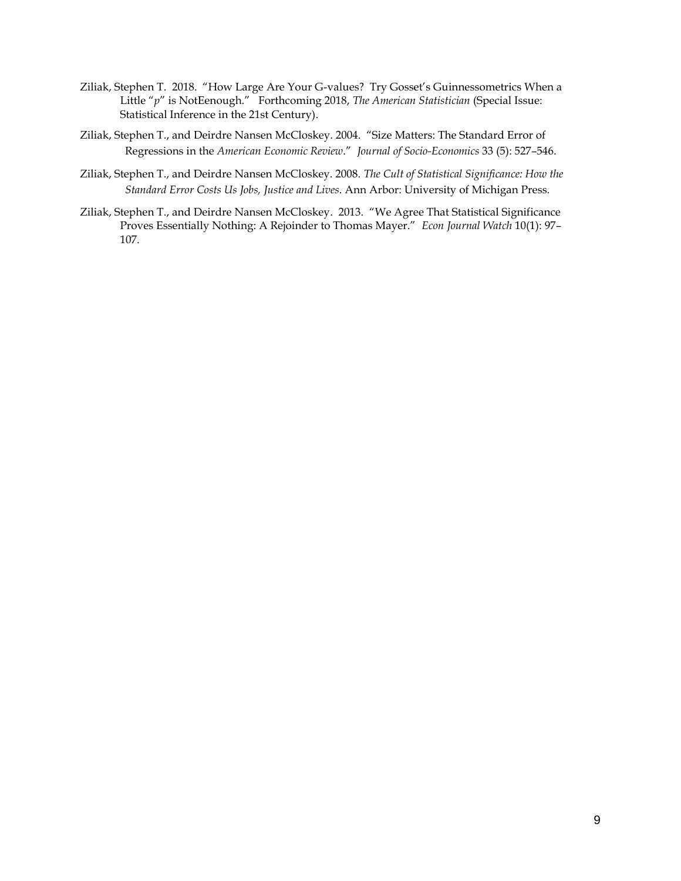Ziliak, Stephen T. 2018. "How Large Are Your G-values? Try Gosset's Guinnessometrics When a Little "*p*" is NotEenough." Forthcoming 2018, *The American Statistician* (Special Issue: Statistical Inference in the 21st Century).

Ziliak, Stephen T., and Deirdre Nansen McCloskey. 2004. "Size Matters: The Standard Error of Regressions in the *American Economic Review*." *Journal of Socio-Economics* 33 (5): 527–546.

Ziliak, Stephen T., and Deirdre Nansen McCloskey. 2008. *The Cult of Statistical Significance: How the Standard Error Costs Us Jobs, Justice and Lives*. Ann Arbor: University of Michigan Press.

Ziliak, Stephen T., and Deirdre Nansen McCloskey. 2013. "We Agree That Statistical Significance Proves Essentially Nothing: A Rejoinder to Thomas Mayer." *Econ Journal Watch* 10(1): 97–107.